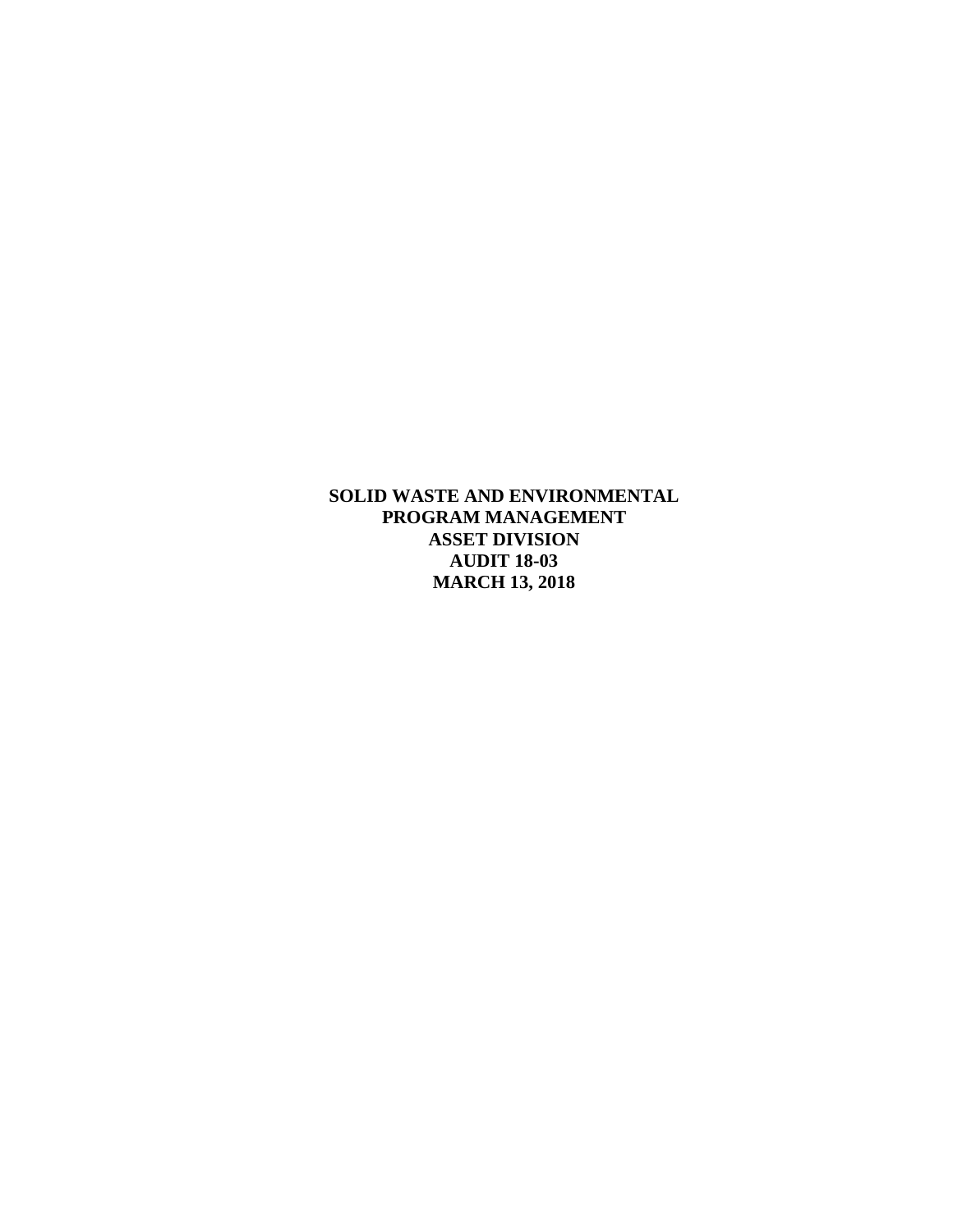**SOLID WASTE AND ENVIRONMENTAL PROGRAM MANAGEMENT**
**ASSET DIVISION**
**AUDIT 18-03**
**MARCH 13, 2018**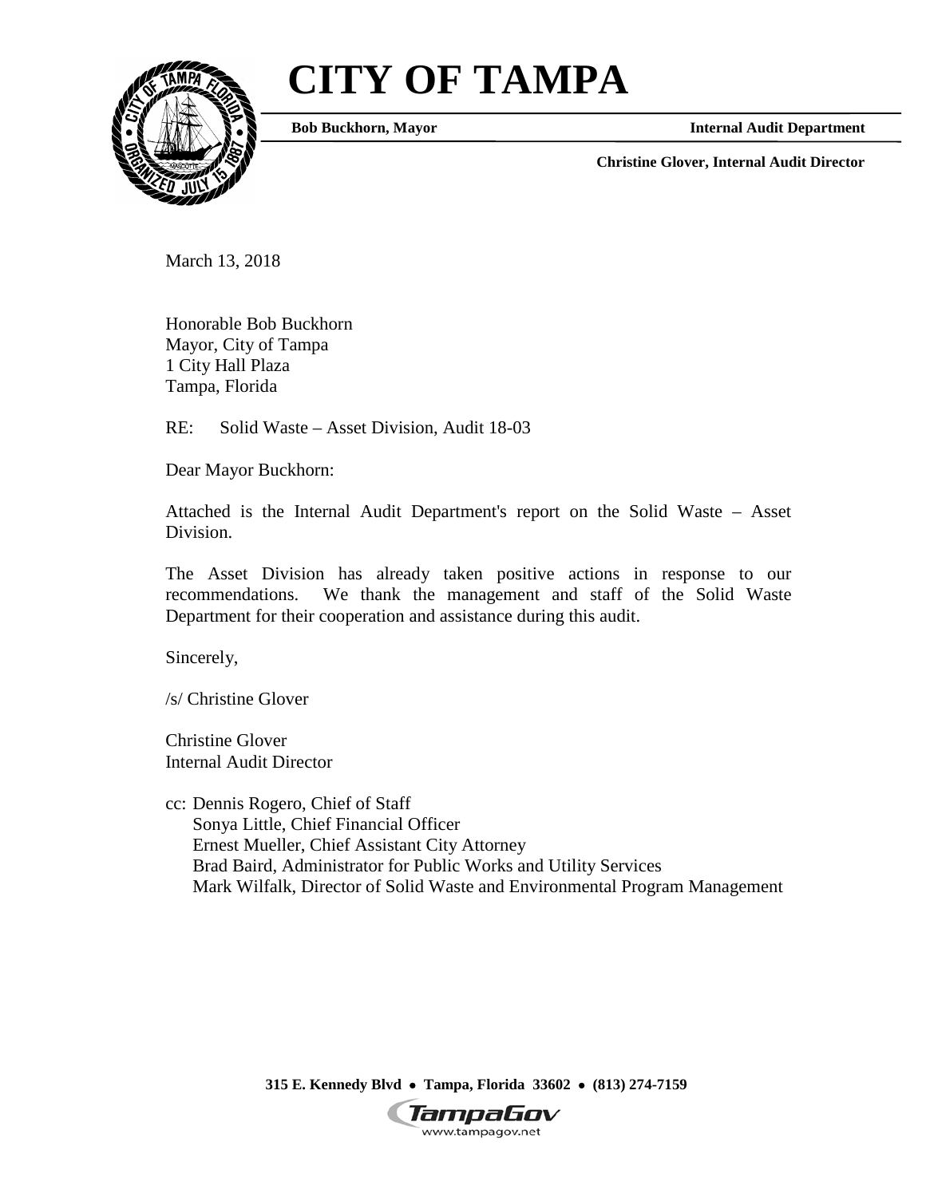# CITY OF TAMPA

**Bob Buckhorn, Mayor** **Internal Audit Department**

**Christine Glover, Internal Audit Director**

March 13, 2018

Honorable Bob Buckhorn
Mayor, City of Tampa
1 City Hall Plaza
Tampa, Florida

RE: Solid Waste – Asset Division, Audit 18-03

Dear Mayor Buckhorn:

Attached is the Internal Audit Department's report on the Solid Waste – Asset Division.

The Asset Division has already taken positive actions in response to our recommendations. We thank the management and staff of the Solid Waste Department for their cooperation and assistance during this audit.

Sincerely,

/s/ Christine Glover

Christine Glover
Internal Audit Director

cc: Dennis Rogero, Chief of Staff
Sonya Little, Chief Financial Officer
Ernest Mueller, Chief Assistant City Attorney
Brad Baird, Administrator for Public Works and Utility Services
Mark Wilfalk, Director of Solid Waste and Environmental Program Management

**315 E. Kennedy Blvd • Tampa, Florida 33602 • (813) 274-7159**

TampaGov
www.tampagov.net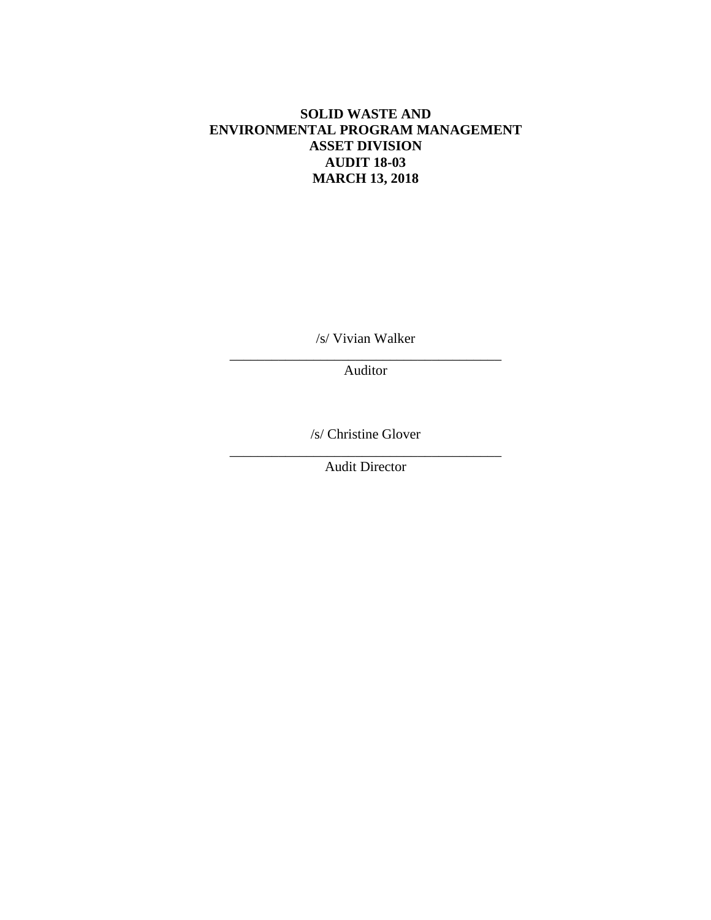**SOLID WASTE AND**
**ENVIRONMENTAL PROGRAM MANAGEMENT**
**ASSET DIVISION**
**AUDIT 18-03**
**MARCH 13, 2018**

/s/ Vivian Walker
_________________________________________
Auditor

/s/ Christine Glover
_________________________________________
Audit Director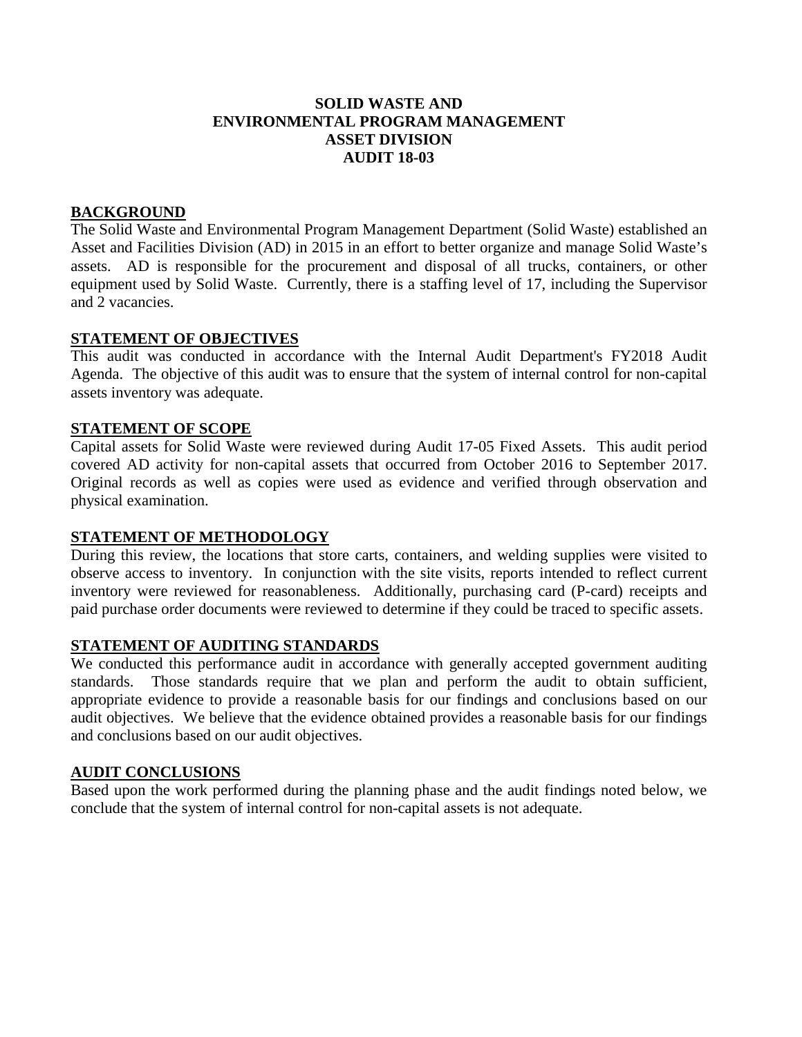# SOLID WASTE AND ENVIRONMENTAL PROGRAM MANAGEMENT ASSET DIVISION AUDIT 18-03

## BACKGROUND

The Solid Waste and Environmental Program Management Department (Solid Waste) established an Asset and Facilities Division (AD) in 2015 in an effort to better organize and manage Solid Waste's assets. AD is responsible for the procurement and disposal of all trucks, containers, or other equipment used by Solid Waste. Currently, there is a staffing level of 17, including the Supervisor and 2 vacancies.

## STATEMENT OF OBJECTIVES

This audit was conducted in accordance with the Internal Audit Department's FY2018 Audit Agenda. The objective of this audit was to ensure that the system of internal control for non-capital assets inventory was adequate.

## STATEMENT OF SCOPE

Capital assets for Solid Waste were reviewed during Audit 17-05 Fixed Assets. This audit period covered AD activity for non-capital assets that occurred from October 2016 to September 2017. Original records as well as copies were used as evidence and verified through observation and physical examination.

## STATEMENT OF METHODOLOGY

During this review, the locations that store carts, containers, and welding supplies were visited to observe access to inventory. In conjunction with the site visits, reports intended to reflect current inventory were reviewed for reasonableness. Additionally, purchasing card (P-card) receipts and paid purchase order documents were reviewed to determine if they could be traced to specific assets.

## STATEMENT OF AUDITING STANDARDS

We conducted this performance audit in accordance with generally accepted government auditing standards. Those standards require that we plan and perform the audit to obtain sufficient, appropriate evidence to provide a reasonable basis for our findings and conclusions based on our audit objectives. We believe that the evidence obtained provides a reasonable basis for our findings and conclusions based on our audit objectives.

## AUDIT CONCLUSIONS

Based upon the work performed during the planning phase and the audit findings noted below, we conclude that the system of internal control for non-capital assets is not adequate.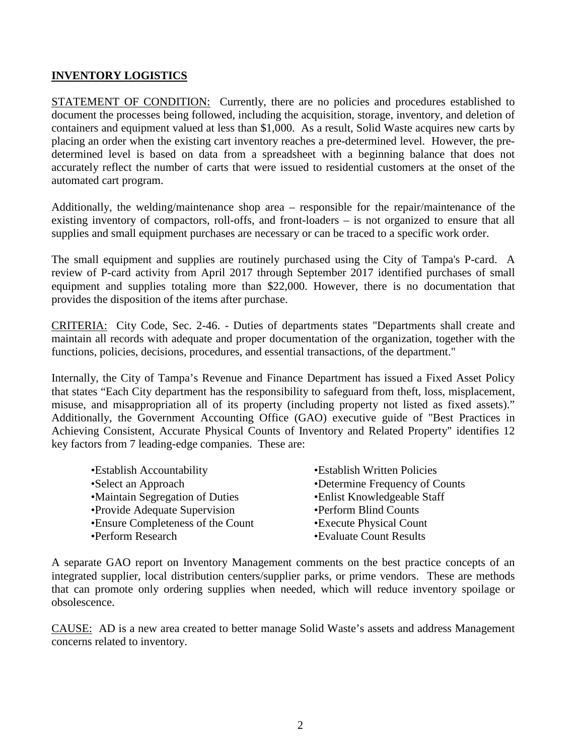## INVENTORY LOGISTICS

STATEMENT OF CONDITION: Currently, there are no policies and procedures established to document the processes being followed, including the acquisition, storage, inventory, and deletion of containers and equipment valued at less than $1,000. As a result, Solid Waste acquires new carts by placing an order when the existing cart inventory reaches a pre-determined level. However, the pre-determined level is based on data from a spreadsheet with a beginning balance that does not accurately reflect the number of carts that were issued to residential customers at the onset of the automated cart program.

Additionally, the welding/maintenance shop area – responsible for the repair/maintenance of the existing inventory of compactors, roll-offs, and front-loaders – is not organized to ensure that all supplies and small equipment purchases are necessary or can be traced to a specific work order.

The small equipment and supplies are routinely purchased using the City of Tampa's P-card. A review of P-card activity from April 2017 through September 2017 identified purchases of small equipment and supplies totaling more than $22,000. However, there is no documentation that provides the disposition of the items after purchase.

CRITERIA: City Code, Sec. 2-46. - Duties of departments states "Departments shall create and maintain all records with adequate and proper documentation of the organization, together with the functions, policies, decisions, procedures, and essential transactions, of the department."

Internally, the City of Tampa's Revenue and Finance Department has issued a Fixed Asset Policy that states "Each City department has the responsibility to safeguard from theft, loss, misplacement, misuse, and misappropriation all of its property (including property not listed as fixed assets)." Additionally, the Government Accounting Office (GAO) executive guide of "Best Practices in Achieving Consistent, Accurate Physical Counts of Inventory and Related Property" identifies 12 key factors from 7 leading-edge companies. These are:

- Establish Accountability
- Select an Approach
- Maintain Segregation of Duties
- Provide Adequate Supervision
- Ensure Completeness of the Count
- Perform Research
- Establish Written Policies
- Determine Frequency of Counts
- Enlist Knowledgeable Staff
- Perform Blind Counts
- Execute Physical Count
- Evaluate Count Results

A separate GAO report on Inventory Management comments on the best practice concepts of an integrated supplier, local distribution centers/supplier parks, or prime vendors. These are methods that can promote only ordering supplies when needed, which will reduce inventory spoilage or obsolescence.

CAUSE: AD is a new area created to better manage Solid Waste's assets and address Management concerns related to inventory.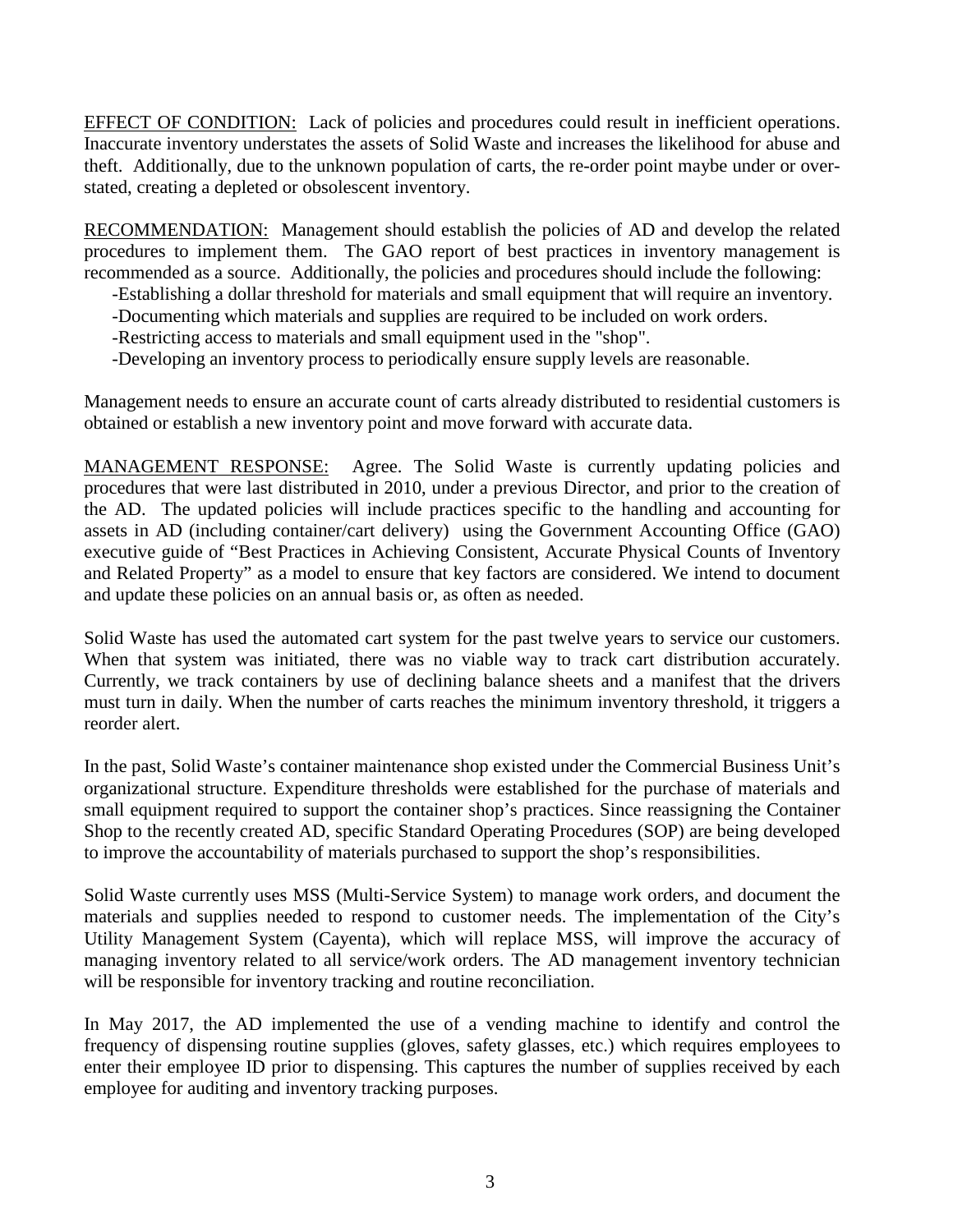<u>EFFECT OF CONDITION:</u> Lack of policies and procedures could result in inefficient operations. Inaccurate inventory understates the assets of Solid Waste and increases the likelihood for abuse and theft. Additionally, due to the unknown population of carts, the re-order point maybe under or over-stated, creating a depleted or obsolescent inventory.

<u>RECOMMENDATION:</u> Management should establish the policies of AD and develop the related procedures to implement them. The GAO report of best practices in inventory management is recommended as a source. Additionally, the policies and procedures should include the following:

- Establishing a dollar threshold for materials and small equipment that will require an inventory.
- Documenting which materials and supplies are required to be included on work orders.
- Restricting access to materials and small equipment used in the "shop".
- Developing an inventory process to periodically ensure supply levels are reasonable.

Management needs to ensure an accurate count of carts already distributed to residential customers is obtained or establish a new inventory point and move forward with accurate data.

<u>MANAGEMENT RESPONSE:</u> Agree. The Solid Waste is currently updating policies and procedures that were last distributed in 2010, under a previous Director, and prior to the creation of the AD. The updated policies will include practices specific to the handling and accounting for assets in AD (including container/cart delivery) using the Government Accounting Office (GAO) executive guide of "Best Practices in Achieving Consistent, Accurate Physical Counts of Inventory and Related Property" as a model to ensure that key factors are considered. We intend to document and update these policies on an annual basis or, as often as needed.

Solid Waste has used the automated cart system for the past twelve years to service our customers. When that system was initiated, there was no viable way to track cart distribution accurately. Currently, we track containers by use of declining balance sheets and a manifest that the drivers must turn in daily. When the number of carts reaches the minimum inventory threshold, it triggers a reorder alert.

In the past, Solid Waste's container maintenance shop existed under the Commercial Business Unit's organizational structure. Expenditure thresholds were established for the purchase of materials and small equipment required to support the container shop's practices. Since reassigning the Container Shop to the recently created AD, specific Standard Operating Procedures (SOP) are being developed to improve the accountability of materials purchased to support the shop's responsibilities.

Solid Waste currently uses MSS (Multi-Service System) to manage work orders, and document the materials and supplies needed to respond to customer needs. The implementation of the City's Utility Management System (Cayenta), which will replace MSS, will improve the accuracy of managing inventory related to all service/work orders. The AD management inventory technician will be responsible for inventory tracking and routine reconciliation.

In May 2017, the AD implemented the use of a vending machine to identify and control the frequency of dispensing routine supplies (gloves, safety glasses, etc.) which requires employees to enter their employee ID prior to dispensing. This captures the number of supplies received by each employee for auditing and inventory tracking purposes.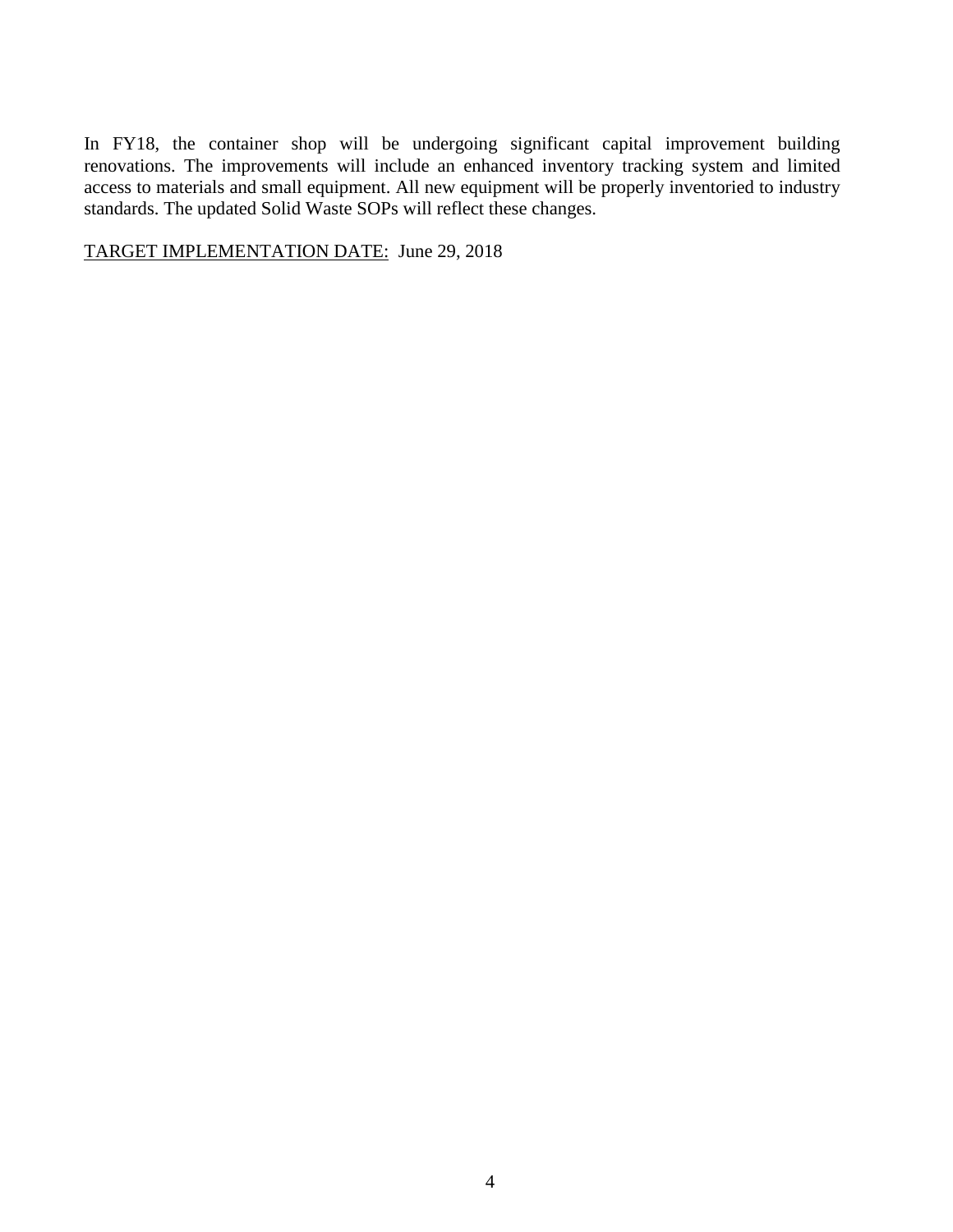In FY18, the container shop will be undergoing significant capital improvement building renovations. The improvements will include an enhanced inventory tracking system and limited access to materials and small equipment. All new equipment will be properly inventoried to industry standards. The updated Solid Waste SOPs will reflect these changes.

<u>TARGET IMPLEMENTATION DATE:</u> June 29, 2018